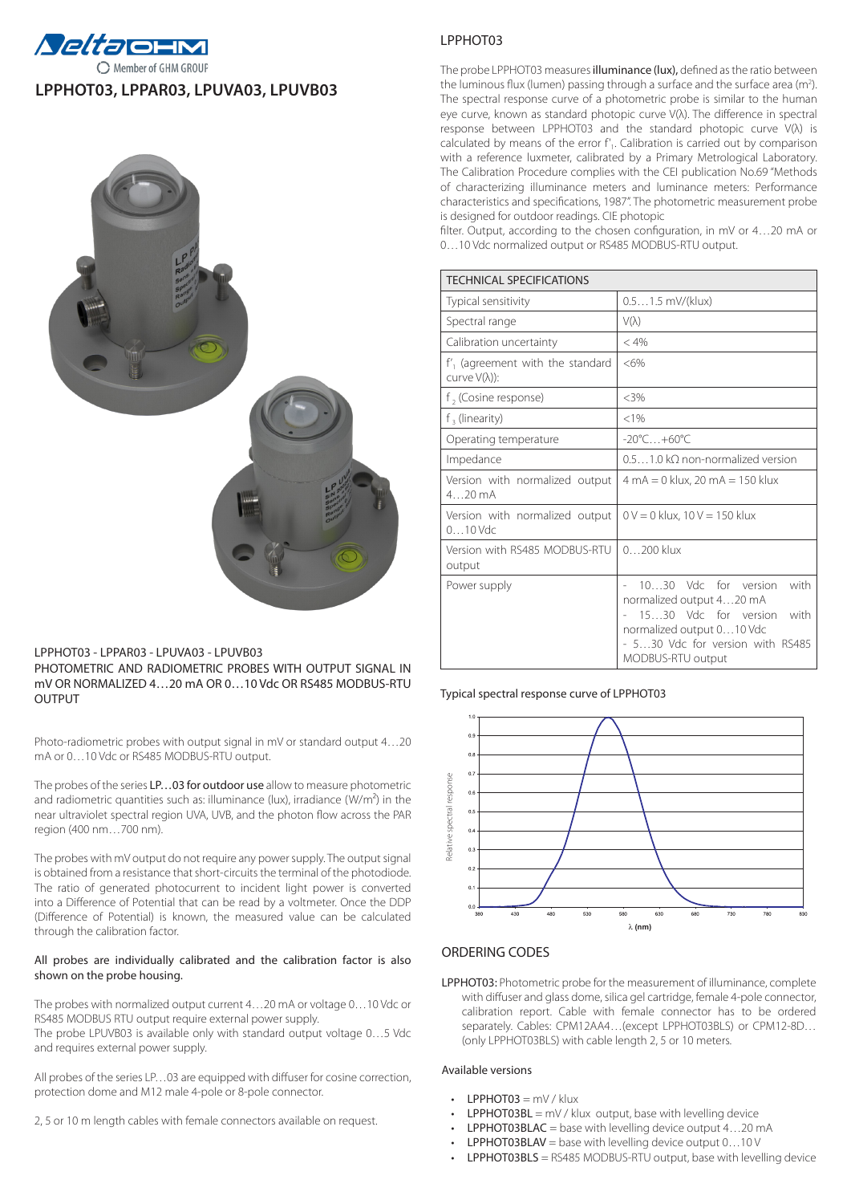# LPPHOT03, LPPAR03, LPUVA03, LPUVB03

LPPHOT03 - LPPAR03 - LPUVA03 - LPUVB03
PHOTOMETRIC AND RADIOMETRIC PROBES WITH OUTPUT SIGNAL IN mV OR NORMALIZED 4…20 mA OR 0…10 Vdc OR RS485 MODBUS-RTU OUTPUT

Photo-radiometric probes with output signal in mV or standard output 4…20 mA or 0…10 Vdc or RS485 MODBUS-RTU output.

The probes of the series **LP…03 for outdoor use** allow to measure photometric and radiometric quantities such as: illuminance (lux), irradiance (W/m²) in the near ultraviolet spectral region UVA, UVB, and the photon flow across the PAR region (400 nm…700 nm).

The probes with mV output do not require any power supply. The output signal is obtained from a resistance that short-circuits the terminal of the photodiode. The ratio of generated photocurrent to incident light power is converted into a Difference of Potential that can be read by a voltmeter. Once the DDP (Difference of Potential) is known, the measured value can be calculated through the calibration factor.

All probes are individually calibrated and the calibration factor is also shown on the probe housing.

The probes with normalized output current 4…20 mA or voltage 0…10 Vdc or RS485 MODBUS RTU output require external power supply.
The probe LPUVB03 is available only with standard output voltage 0…5 Vdc and requires external power supply.

All probes of the series LP…03 are equipped with diffuser for cosine correction, protection dome and M12 male 4-pole or 8-pole connector.

2, 5 or 10 m length cables with female connectors available on request.

## LPPHOT03

The probe LPPHOT03 measures **illuminance (lux),** defined as the ratio between the luminous flux (lumen) passing through a surface and the surface area (m²). The spectral response curve of a photometric probe is similar to the human eye curve, known as standard photopic curve V(λ). The difference in spectral response between LPPHOT03 and the standard photopic curve V(λ) is calculated by means of the error $f'_1$. Calibration is carried out by comparison with a reference luxmeter, calibrated by a Primary Metrological Laboratory. The Calibration Procedure complies with the CEI publication No.69 "Methods of characterizing illuminance meters and luminance meters: Performance characteristics and specifications, 1987". The photometric measurement probe is designed for outdoor readings. CIE photopic filter. Output, according to the chosen configuration, in mV or 4…20 mA or 0…10 Vdc normalized output or RS485 MODBUS-RTU output.

| TECHNICAL SPECIFICATIONS | |
|---|---|
| Typical sensitivity | 0.5…1.5 mV/(klux) |
| Spectral range | V(λ) |
| Calibration uncertainty | < 4% |
| $f'_1$ (agreement with the standard curve V(λ)): | <6% |
| $f_2$ (Cosine response) | <3% |
| $f_3$ (linearity) | <1% |
| Operating temperature | -20°C…+60°C |
| Impedance | 0.5…1.0 kΩ non-normalized version |
| Version with normalized output 4…20 mA | 4 mA = 0 klux, 20 mA = 150 klux |
| Version with normalized output 0…10 Vdc | 0 V = 0 klux, 10 V = 150 klux |
| Version with RS485 MODBUS-RTU output | 0…200 klux |
| Power supply | - 10…30 Vdc for version with normalized output 4…20 mA<br>- 15…30 Vdc for version with normalized output 0…10 Vdc<br>- 5…30 Vdc for version with RS485 MODBUS-RTU output |

Typical spectral response curve of LPPHOT03

## ORDERING CODES

**LPPHOT03:** Photometric probe for the measurement of illuminance, complete with diffuser and glass dome, silica gel cartridge, female 4-pole connector, calibration report. Cable with female connector has to be ordered separately. Cables: CPM12AA4…(except LPPHOT03BLS) or CPM12-8D…(only LPPHOT03BLS) with cable length 2, 5 or 10 meters.

Available versions

- **LPPHOT03** = mV / klux
- **LPPHOT03BL** = mV / klux output, base with levelling device
- **LPPHOT03BLAC** = base with levelling device output 4…20 mA
- **LPPHOT03BLAV** = base with levelling device output 0…10 V
- **LPPHOT03BLS** = RS485 MODBUS-RTU output, base with levelling device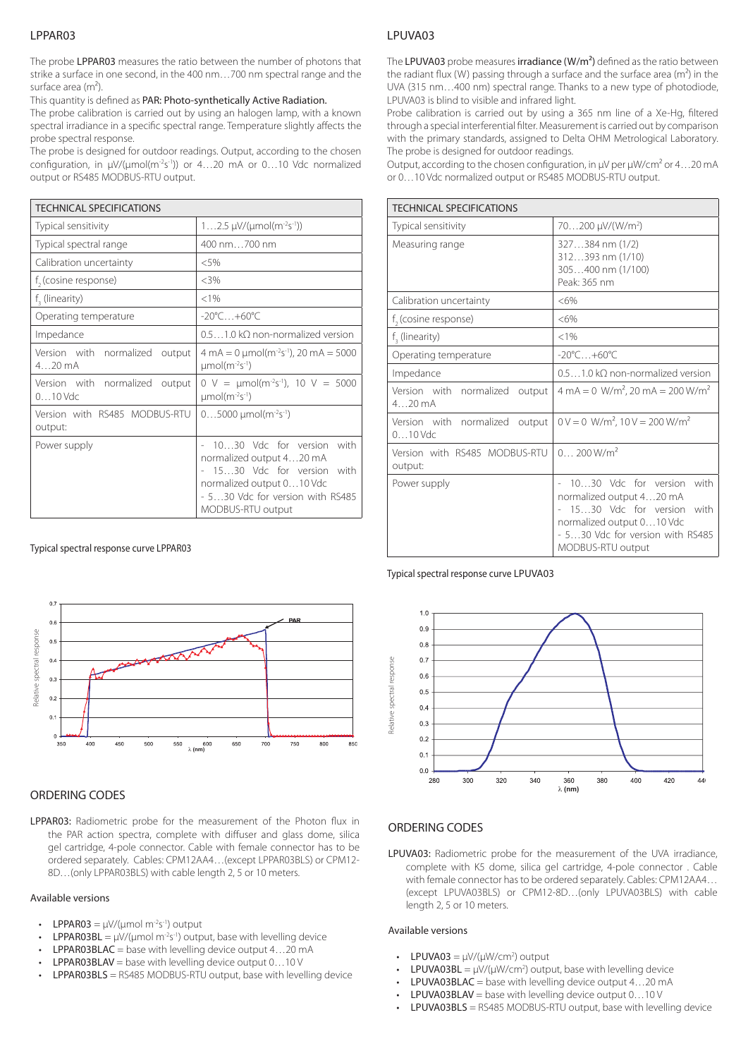## LPPAR03

The probe **LPPAR03** measures the ratio between the number of photons that strike a surface in one second, in the 400 nm…700 nm spectral range and the surface area ($m^2$).

This quantity is defined as **PAR: Photo-synthetically Active Radiation.**

The probe calibration is carried out by using an halogen lamp, with a known spectral irradiance in a specific spectral range. Temperature slightly affects the probe spectral response.

The probe is designed for outdoor readings. Output, according to the chosen configuration, in μV/(μmol($m^{-2}s^{-1}$)) or 4…20 mA or 0…10 Vdc normalized output or RS485 MODBUS-RTU output.

| TECHNICAL SPECIFICATIONS | |
|---|---|
| Typical sensitivity | 1…2.5 μV/(μmol($m^{-2}s^{-1}$)) |
| Typical spectral range | 400 nm…700 nm |
| Calibration uncertainty | <5% |
| $f_2$ (cosine response) | <3% |
| $f_3$ (linearity) | <1% |
| Operating temperature | -20°C…+60°C |
| Impedance | 0.5…1.0 kΩ non-normalized version |
| Version with normalized output 4…20 mA | 4 mA = 0 μmol($m^{-2}s^{-1}$), 20 mA = 5000 μmol($m^{-2}s^{-1}$) |
| Version with normalized output 0…10 Vdc | 0 V = μmol($m^{-2}s^{-1}$), 10 V = 5000 μmol($m^{-2}s^{-1}$) |
| Version with RS485 MODBUS-RTU output: | 0…5000 μmol($m^{-2}s^{-1}$) |
| Power supply | - 10…30 Vdc for version with normalized output 4…20 mA<br>- 15…30 Vdc for version with normalized output 0…10 Vdc<br>- 5…30 Vdc for version with RS485 MODBUS-RTU output |

Typical spectral response curve LPPAR03

### ORDERING CODES

**LPPAR03:** Radiometric probe for the measurement of the Photon flux in the PAR action spectra, complete with diffuser and glass dome, silica gel cartridge, 4-pole connector. Cable with female connector has to be ordered separately. Cables: CPM12AA4…(except LPPAR03BLS) or CPM12-8D…(only LPPAR03BLS) with cable length 2, 5 or 10 meters.

Available versions

- **LPPAR03** = μV/(μmol $m^{-2}s^{-1}$) output
- **LPPAR03BL** = μV/(μmol $m^{-2}s^{-1}$) output, base with levelling device
- **LPPAR03BLAC** = base with levelling device output 4…20 mA
- **LPPAR03BLAV** = base with levelling device output 0…10 V
- **LPPAR03BLS** = RS485 MODBUS-RTU output, base with levelling device

## LPUVA03

The **LPUVA03** probe measures **irradiance (W/m²)** defined as the ratio between the radiant flux (W) passing through a surface and the surface area ($m^2$) in the UVA (315 nm…400 nm) spectral range. Thanks to a new type of photodiode, LPUVA03 is blind to visible and infrared light.

Probe calibration is carried out by using a 365 nm line of a Xe-Hg, filtered through a special interferential filter. Measurement is carried out by comparison with the primary standards, assigned to Delta OHM Metrological Laboratory. The probe is designed for outdoor readings.

Output, according to the chosen configuration, in μV per μW/cm² or 4…20 mA or 0…10 Vdc normalized output or RS485 MODBUS-RTU output.

| TECHNICAL SPECIFICATIONS | |
|---|---|
| Typical sensitivity | 70…200 μV/(W/m²) |
| Measuring range | 327…384 nm (1/2)<br>312…393 nm (1/10)<br>305…400 nm (1/100)<br>Peak: 365 nm |
| Calibration uncertainty | <6% |
| $f_2$ (cosine response) | <6% |
| $f_3$ (linearity) | <1% |
| Operating temperature | -20°C…+60°C |
| Impedance | 0.5…1.0 kΩ non-normalized version |
| Version with normalized output 4…20 mA | 4 mA = 0 W/m², 20 mA = 200 W/m² |
| Version with normalized output 0…10 Vdc | 0 V = 0 W/m², 10 V = 200 W/m² |
| Version with RS485 MODBUS-RTU output: | 0… 200 W/m² |
| Power supply | - 10…30 Vdc for version with normalized output 4…20 mA<br>- 15…30 Vdc for version with normalized output 0…10 Vdc<br>- 5…30 Vdc for version with RS485 MODBUS-RTU output |

Typical spectral response curve LPUVA03

### ORDERING CODES

**LPUVA03:** Radiometric probe for the measurement of the UVA irradiance, complete with K5 dome, silica gel cartridge, 4-pole connector . Cable with female connector has to be ordered separately. Cables: CPM12AA4…(except LPUVA03BLS) or CPM12-8D…(only LPUVA03BLS) with cable length 2, 5 or 10 meters.

Available versions

- **LPUVA03** = μV/(μW/cm²) output
- **LPUVA03BL** = μV/(μW/cm²) output, base with levelling device
- **LPUVA03BLAC** = base with levelling device output 4…20 mA
- **LPUVA03BLAV** = base with levelling device output 0…10 V
- **LPUVA03BLS** = RS485 MODBUS-RTU output, base with levelling device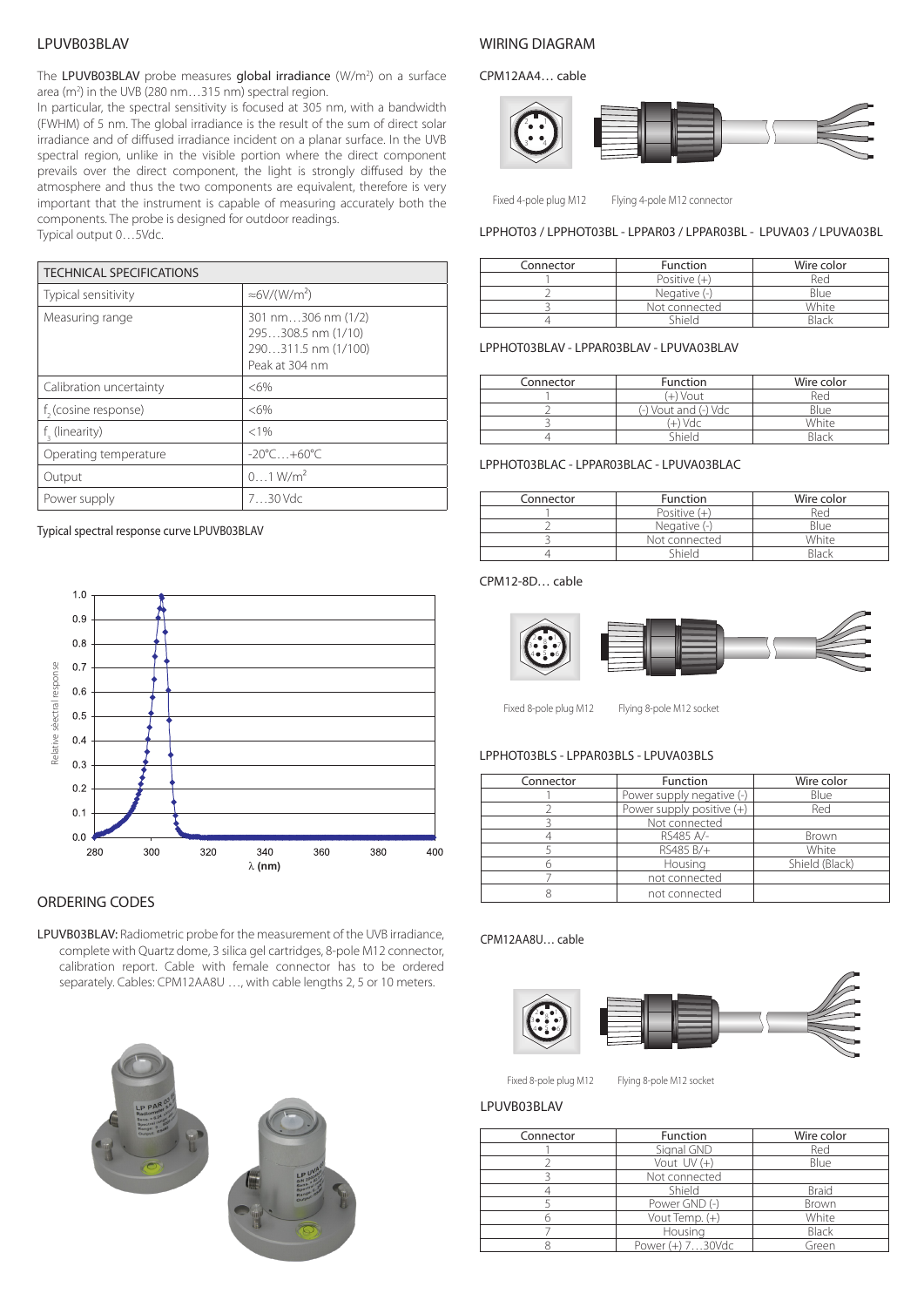## LPUVB03BLAV

The **LPUVB03BLAV** probe measures **global irradiance** (W/m²) on a surface area (m²) in the UVB (280 nm…315 nm) spectral region.

In particular, the spectral sensitivity is focused at 305 nm, with a bandwidth (FWHM) of 5 nm. The global irradiance is the result of the sum of direct solar irradiance and of diffused irradiance incident on a planar surface. In the UVB spectral region, unlike in the visible portion where the direct component prevails over the direct component, the light is strongly diffused by the atmosphere and thus the two components are equivalent, therefore is very important that the instrument is capable of measuring accurately both the components. The probe is designed for outdoor readings.

Typical output 0…5Vdc.

| TECHNICAL SPECIFICATIONS | |
|---|---|
| Typical sensitivity | ≈6V/(W/m²) |
| Measuring range | 301 nm…306 nm (1/2)<br>295…308.5 nm (1/10)<br>290…311.5 nm (1/100)<br>Peak at 304 nm |
| Calibration uncertainty | <6% |
| $f_2$ (cosine response) | <6% |
| $f_3$ (linearity) | <1% |
| Operating temperature | -20°C…+60°C |
| Output | 0…1 W/m² |
| Power supply | 7…30 Vdc |

Typical spectral response curve LPUVB03BLAV

## ORDERING CODES

**LPUVB03BLAV:** Radiometric probe for the measurement of the UVB irradiance, complete with Quartz dome, 3 silica gel cartridges, 8-pole M12 connector, calibration report. Cable with female connector has to be ordered separately. Cables: CPM12AA8U …, with cable lengths 2, 5 or 10 meters.

## WIRING DIAGRAM

### CPM12AA4… cable

Fixed 4-pole plug M12 Flying 4-pole M12 connector

#### LPPHOT03 / LPPHOT03BL - LPPAR03 / LPPAR03BL - LPUVA03 / LPUVA03BL

| Connector | Function | Wire color |
|---|---|---|
| 1 | Positive (+) | Red |
| 2 | Negative (-) | Blue |
| 3 | Not connected | White |
| 4 | Shield | Black |

#### LPPHOT03BLAV - LPPAR03BLAV - LPUVA03BLAV

| Connector | Function | Wire color |
|---|---|---|
| 1 | (+) Vout | Red |
| 2 | (-) Vout and (-) Vdc | Blue |
| 3 | (+) Vdc | White |
| 4 | Shield | Black |

#### LPPHOT03BLAC - LPPAR03BLAC - LPUVA03BLAC

| Connector | Function | Wire color |
|---|---|---|
| 1 | Positive (+) | Red |
| 2 | Negative (-) | Blue |
| 3 | Not connected | White |
| 4 | Shield | Black |

### CPM12-8D… cable

Fixed 8-pole plug M12 Flying 8-pole M12 socket

#### LPPHOT03BLS - LPPAR03BLS - LPUVA03BLS

| Connector | Function | Wire color |
|---|---|---|
| 1 | Power supply negative (-) | Blue |
| 2 | Power supply positive (+) | Red |
| 3 | Not connected | |
| 4 | RS485 A/- | Brown |
| 5 | RS485 B/+ | White |
| 6 | Housing | Shield (Black) |
| 7 | not connected | |
| 8 | not connected | |

### CPM12AA8U… cable

Fixed 8-pole plug M12 Flying 8-pole M12 socket

#### LPUVB03BLAV

| Connector | Function | Wire color |
|---|---|---|
| 1 | Signal GND | Red |
| 2 | Vout UV (+) | Blue |
| 3 | Not connected | |
| 4 | Shield | Braid |
| 5 | Power GND (-) | Brown |
| 6 | Vout Temp. (+) | White |
| 7 | Housing | Black |
| 8 | Power (+) 7…30Vdc | Green |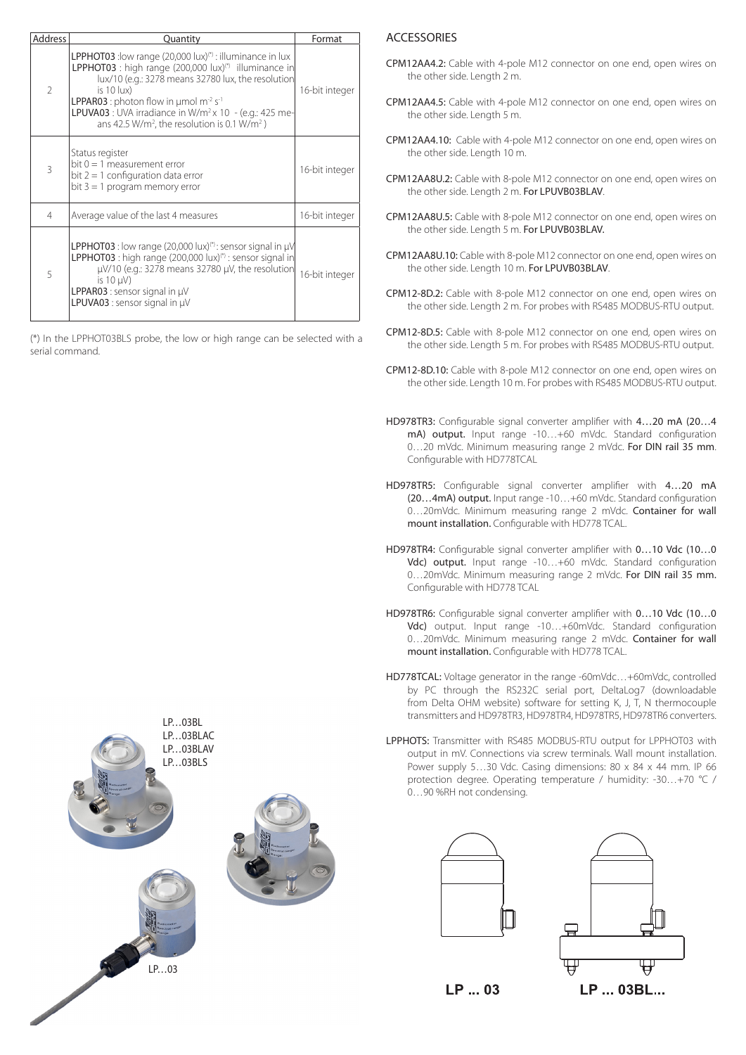| Address | Quantity | Format |
|---|---|---|
| 2 | **LPPHOT03** :low range (20,000 lux)(*) : illuminance in lux<br>**LPPHOT03** : high range (200,000 lux)(*) illuminance in lux/10 (e.g.: 3278 means 32780 lux, the resolution is 10 lux)<br>**LPPAR03** : photon flow in μmol $m^{-2}$ $s^{-1}$<br>**LPUVA03** : UVA irradiance in W/$m^2$ x 10 - (e.g.: 425 means 42.5 W/$m^2$, the resolution is 0.1 W/$m^2$ ) | 16-bit integer |
| 3 | Status register<br>bit 0 = 1 measurement error<br>bit 2 = 1 configuration data error<br>bit 3 = 1 program memory error | 16-bit integer |
| 4 | Average value of the last 4 measures | 16-bit integer |
| 5 | **LPPHOT03** : low range (20,000 lux)(*) : sensor signal in μV<br>**LPPHOT03** : high range (200,000 lux)(*) : sensor signal in μV/10 (e.g.: 3278 means 32780 μV, the resolution is 10 μV)<br>**LPPAR03** : sensor signal in μV<br>**LPUVA03** : sensor signal in μV | 16-bit integer |

(*) In the LPPHOT03BLS probe, the low or high range can be selected with a serial command.

LP…03BL
LP…03BLAC
LP…03BLAV
LP…03BLS

LP…03

## ACCESSORIES

**CPM12AA4.2:** Cable with 4-pole M12 connector on one end, open wires on the other side. Length 2 m.

**CPM12AA4.5:** Cable with 4-pole M12 connector on one end, open wires on the other side. Length 5 m.

**CPM12AA4.10:** Cable with 4-pole M12 connector on one end, open wires on the other side. Length 10 m.

**CPM12AA8U.2:** Cable with 8-pole M12 connector on one end, open wires on the other side. Length 2 m. **For LPUVB03BLAV**.

**CPM12AA8U.5:** Cable with 8-pole M12 connector on one end, open wires on the other side. Length 5 m. **For LPUVB03BLAV.**

**CPM12AA8U.10:** Cable with 8-pole M12 connector on one end, open wires on the other side. Length 10 m. **For LPUVB03BLAV**.

**CPM12-8D.2:** Cable with 8-pole M12 connector on one end, open wires on the other side. Length 2 m. For probes with RS485 MODBUS-RTU output.

**CPM12-8D.5:** Cable with 8-pole M12 connector on one end, open wires on the other side. Length 5 m. For probes with RS485 MODBUS-RTU output.

**CPM12-8D.10:** Cable with 8-pole M12 connector on one end, open wires on the other side. Length 10 m. For probes with RS485 MODBUS-RTU output.

**HD978TR3:** Configurable signal converter amplifier with **4…20 mA (20…4 mA) output.** Input range -10…+60 mVdc. Standard configuration 0…20 mVdc. Minimum measuring range 2 mVdc. **For DIN rail 35 mm**. Configurable with HD778TCAL

**HD978TR5:** Configurable signal converter amplifier with **4…20 mA (20…4mA) output.** Input range -10…+60 mVdc. Standard configuration 0…20mVdc. Minimum measuring range 2 mVdc. **Container for wall mount installation.** Configurable with HD778 TCAL.

**HD978TR4:** Configurable signal converter amplifier with **0…10 Vdc (10…0 Vdc) output.** Input range -10…+60 mVdc. Standard configuration 0…20mVdc. Minimum measuring range 2 mVdc. **For DIN rail 35 mm.** Configurable with HD778 TCAL

**HD978TR6:** Configurable signal converter amplifier with **0…10 Vdc (10…0 Vdc)** output. Input range -10…+60mVdc. Standard configuration 0…20mVdc. Minimum measuring range 2 mVdc. **Container for wall mount installation.** Configurable with HD778 TCAL.

**HD778TCAL:** Voltage generator in the range -60mVdc…+60mVdc, controlled by PC through the RS232C serial port, DeltaLog7 (downloadable from Delta OHM website) software for setting K, J, T, N thermocouple transmitters and HD978TR3, HD978TR4, HD978TR5, HD978TR6 converters.

**LPPHOTS:** Transmitter with RS485 MODBUS-RTU output for LPPHOT03 with output in mV. Connections via screw terminals. Wall mount installation. Power supply 5…30 Vdc. Casing dimensions: 80 x 84 x 44 mm. IP 66 protection degree. Operating temperature / humidity: -30…+70 °C / 0…90 %RH not condensing.

**LP ... 03** **LP ... 03BL...**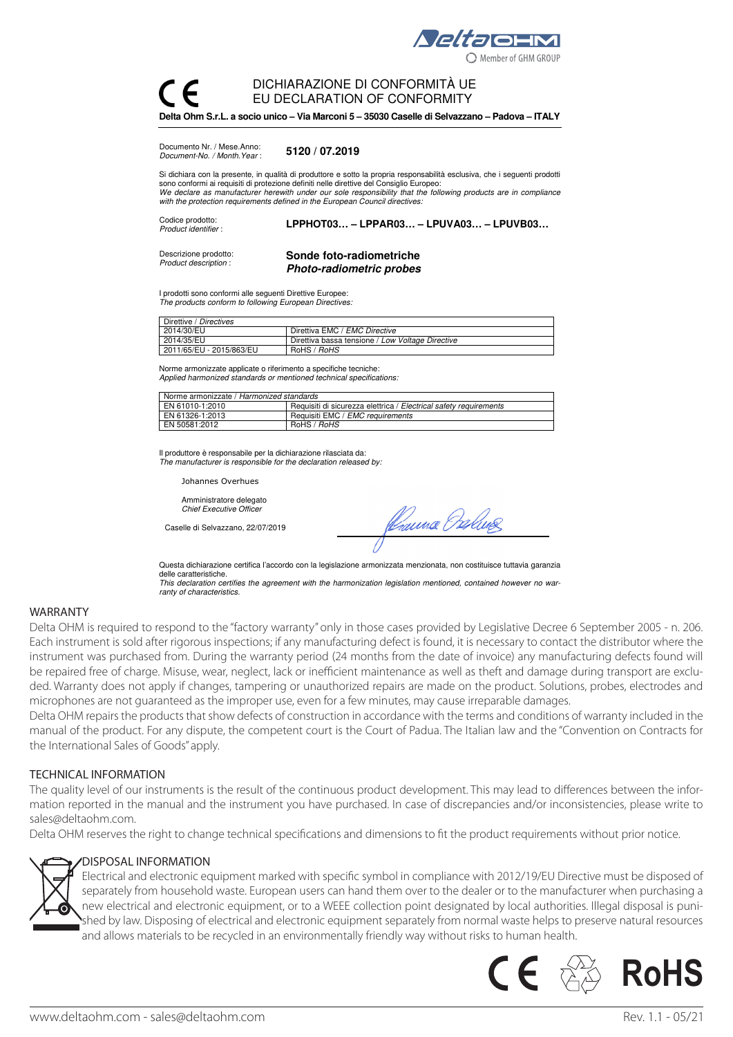# DICHIARAZIONE DI CONFORMITÀ UE
# EU DECLARATION OF CONFORMITY

**Delta Ohm S.r.L. a socio unico – Via Marconi 5 – 35030 Caselle di Selvazzano – Padova – ITALY**

Documento Nr. / Mese.Anno:
*Document-No. / Month.Year* : **5120 / 07.2019**

Si dichiara con la presente, in qualità di produttore e sotto la propria responsabilità esclusiva, che i seguenti prodotti sono conformi ai requisiti di protezione definiti nelle direttive del Consiglio Europeo:
*We declare as manufacturer herewith under our sole responsibility that the following products are in compliance with the protection requirements defined in the European Council directives:*

Codice prodotto:
*Product identifier* : **LPPHOT03… – LPPAR03… – LPUVA03… – LPUVB03…**

Descrizione prodotto:
*Product description* : **Sonde foto-radiometriche**
***Photo-radiometric probes***

I prodotti sono conformi alle seguenti Direttive Europee:
*The products conform to following European Directives:*

| Direttive / *Directives* | |
|---|---|
| 2014/30/EU | Direttiva EMC / *EMC Directive* |
| 2014/35/EU | Direttiva bassa tensione / *Low Voltage Directive* |
| 2011/65/EU - 2015/863/EU | RoHS / *RoHS* |

Norme armonizzate applicate o riferimento a specifiche tecniche:
*Applied harmonized standards or mentioned technical specifications:*

| Norme armonizzate / *Harmonized standards* | |
|---|---|
| EN 61010-1:2010 | Requisiti di sicurezza elettrica / *Electrical safety requirements* |
| EN 61326-1:2013 | Requisiti EMC / *EMC requirements* |
| EN 50581:2012 | RoHS / *RoHS* |

Il produttore è responsabile per la dichiarazione rilasciata da:
*The manufacturer is responsible for the declaration released by:*

Johannes Overhues

Amministratore delegato
*Chief Executive Officer*

Caselle di Selvazzano, 22/07/2019

Questa dichiarazione certifica l'accordo con la legislazione armonizzata menzionata, non costituisce tuttavia garanzia delle caratteristiche.
*This declaration certifies the agreement with the harmonization legislation mentioned, contained however no warranty of characteristics.*

## WARRANTY

Delta OHM is required to respond to the "factory warranty" only in those cases provided by Legislative Decree 6 September 2005 - n. 206. Each instrument is sold after rigorous inspections; if any manufacturing defect is found, it is necessary to contact the distributor where the instrument was purchased from. During the warranty period (24 months from the date of invoice) any manufacturing defects found will be repaired free of charge. Misuse, wear, neglect, lack or inefficient maintenance as well as theft and damage during transport are excluded. Warranty does not apply if changes, tampering or unauthorized repairs are made on the product. Solutions, probes, electrodes and microphones are not guaranteed as the improper use, even for a few minutes, may cause irreparable damages.

Delta OHM repairs the products that show defects of construction in accordance with the terms and conditions of warranty included in the manual of the product. For any dispute, the competent court is the Court of Padua. The Italian law and the "Convention on Contracts for the International Sales of Goods" apply.

## TECHNICAL INFORMATION

The quality level of our instruments is the result of the continuous product development. This may lead to differences between the information reported in the manual and the instrument you have purchased. In case of discrepancies and/or inconsistencies, please write to sales@deltaohm.com.

Delta OHM reserves the right to change technical specifications and dimensions to fit the product requirements without prior notice.

## DISPOSAL INFORMATION

Electrical and electronic equipment marked with specific symbol in compliance with 2012/19/EU Directive must be disposed of separately from household waste. European users can hand them over to the dealer or to the manufacturer when purchasing a new electrical and electronic equipment, or to a WEEE collection point designated by local authorities. Illegal disposal is punished by law. Disposing of electrical and electronic equipment separately from normal waste helps to preserve natural resources and allows materials to be recycled in an environmentally friendly way without risks to human health.

CE RoHS